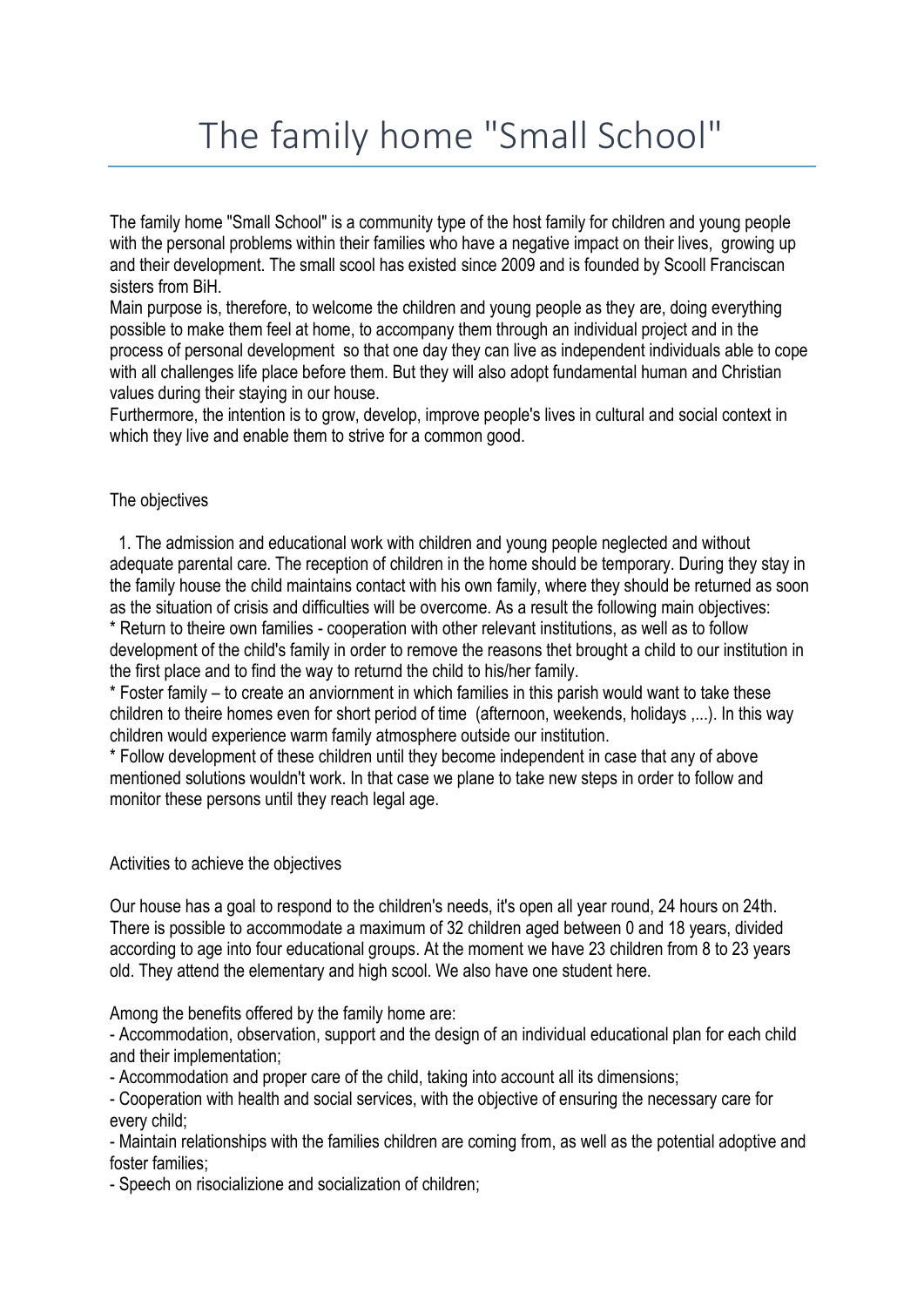# The family home "Small School"

The family home "Small School" is a community type of the host family for children and young people with the personal problems within their families who have a negative impact on their lives, growing up and their development. The small scool has existed since 2009 and is founded by Scooll Franciscan sisters from BiH.

Main purpose is, therefore, to welcome the children and young people as they are, doing everything possible to make them feel at home, to accompany them through an individual project and in the process of personal development so that one day they can live as independent individuals able to cope with all challenges life place before them. But they will also adopt fundamental human and Christian values during their staying in our house.

Furthermore, the intention is to grow, develop, improve people's lives in cultural and social context in which they live and enable them to strive for a common good.

The objectives

1. The admission and educational work with children and young people neglected and without adequate parental care. The reception of children in the home should be temporary. During they stay in the family house the child maintains contact with his own family, where they should be returned as soon as the situation of crisis and difficulties will be overcome. As a result the following main objectives:

* Return to theire own families - cooperation with other relevant institutions, as well as to follow development of the child's family in order to remove the reasons thet brought a child to our institution in the first place and to find the way to returnd the child to his/her family.
* Foster family – to create an anviornment in which families in this parish would want to take these children to theire homes even for short period of time (afternoon, weekends, holidays ,...). In this way children would experience warm family atmosphere outside our institution.
* Follow development of these children until they become independent in case that any of above mentioned solutions wouldn't work. In that case we plane to take new steps in order to follow and monitor these persons until they reach legal age.

Activities to achieve the objectives

Our house has a goal to respond to the children's needs, it's open all year round, 24 hours on 24th. There is possible to accommodate a maximum of 32 children aged between 0 and 18 years, divided according to age into four educational groups. At the moment we have 23 children from 8 to 23 years old. They attend the elementary and high scool. We also have one student here.

Among the benefits offered by the family home are:

- Accommodation, observation, support and the design of an individual educational plan for each child and their implementation;
- Accommodation and proper care of the child, taking into account all its dimensions;
- Cooperation with health and social services, with the objective of ensuring the necessary care for every child;
- Maintain relationships with the families children are coming from, as well as the potential adoptive and foster families;
- Speech on risocializione and socialization of children;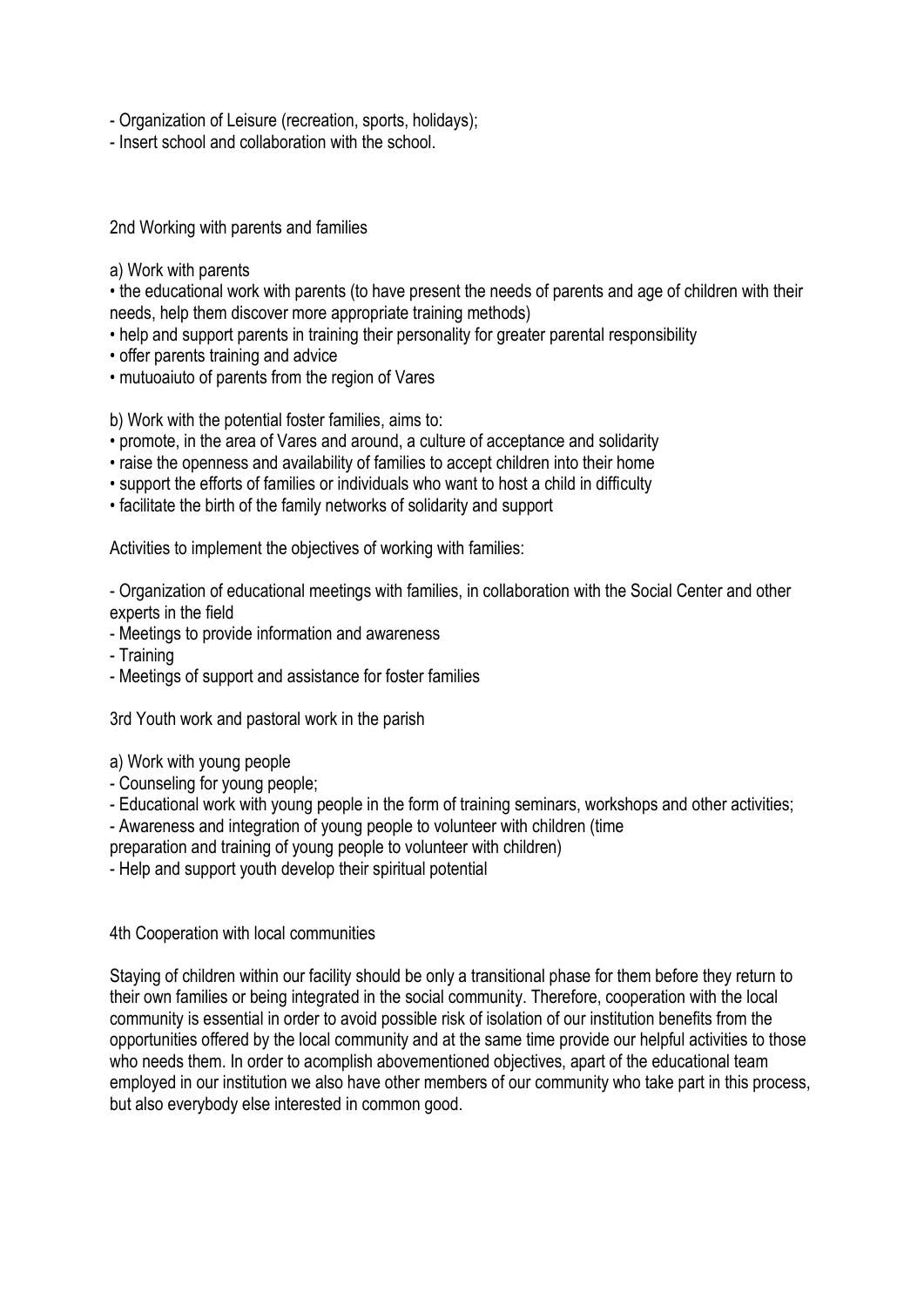- Organization of Leisure (recreation, sports, holidays);
- Insert school and collaboration with the school.

2nd Working with parents and families

a) Work with parents

- the educational work with parents (to have present the needs of parents and age of children with their needs, help them discover more appropriate training methods)
- help and support parents in training their personality for greater parental responsibility
- offer parents training and advice
- mutuoaiuto of parents from the region of Vares

b) Work with the potential foster families, aims to:

- promote, in the area of Vares and around, a culture of acceptance and solidarity
- raise the openness and availability of families to accept children into their home
- support the efforts of families or individuals who want to host a child in difficulty
- facilitate the birth of the family networks of solidarity and support

Activities to implement the objectives of working with families:

- Organization of educational meetings with families, in collaboration with the Social Center and other experts in the field
- Meetings to provide information and awareness
- Training
- Meetings of support and assistance for foster families

3rd Youth work and pastoral work in the parish

a) Work with young people

- Counseling for young people;
- Educational work with young people in the form of training seminars, workshops and other activities;
- Awareness and integration of young people to volunteer with children (time preparation and training of young people to volunteer with children)
- Help and support youth develop their spiritual potential

4th Cooperation with local communities

Staying of children within our facility should be only a transitional phase for them before they return to their own families or being integrated in the social community. Therefore, cooperation with the local community is essential in order to avoid possible risk of isolation of our institution benefits from the opportunities offered by the local community and at the same time provide our helpful activities to those who needs them. In order to acomplish abovementioned objectives, apart of the educational team employed in our institution we also have other members of our community who take part in this process, but also everybody else interested in common good.